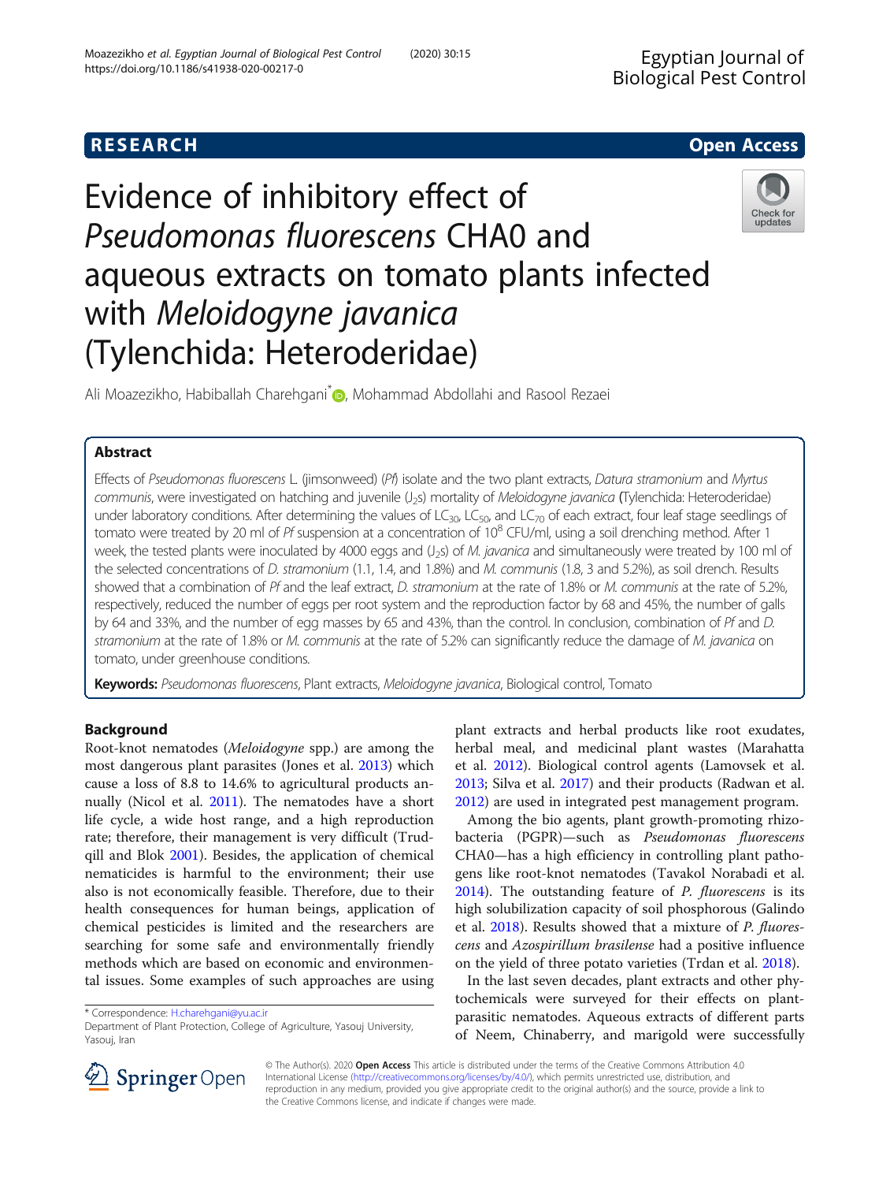# RESEARCH

# Evidence of inhibitory effect of *Pseudomonas fluorescens* CHA0 and aqueous extracts on tomato plants infected with *Meloidogyne javanica* (Tylenchida: Heteroderidae)

Ali Moazezikho, Habiballah Charehgani*, Mohammad Abdollahi and Rasool Rezaei

## Abstract

Effects of *Pseudomonas fluorescens* L. (jimsonweed) (*Pf*) isolate and the two plant extracts, *Datura stramonium* and *Myrtus communis*, were investigated on hatching and juvenile ($J_2$s) mortality of *Meloidogyne javanica* (Tylenchida: Heteroderidae) under laboratory conditions. After determining the values of $LC_{30}$, $LC_{50}$, and $LC_{70}$ of each extract, four leaf stage seedlings of tomato were treated by 20 ml of *Pf* suspension at a concentration of $10^8$ CFU/ml, using a soil drenching method. After 1 week, the tested plants were inoculated by 4000 eggs and ($J_2$s) of *M. javanica* and simultaneously were treated by 100 ml of the selected concentrations of *D. stramonium* (1.1, 1.4, and 1.8%) and *M. communis* (1.8, 3 and 5.2%), as soil drench. Results showed that a combination of *Pf* and the leaf extract, *D. stramonium* at the rate of 1.8% or *M. communis* at the rate of 5.2%, respectively, reduced the number of eggs per root system and the reproduction factor by 68 and 45%, the number of galls by 64 and 33%, and the number of egg masses by 65 and 43%, than the control. In conclusion, combination of *Pf* and *D. stramonium* at the rate of 1.8% or *M. communis* at the rate of 5.2% can significantly reduce the damage of *M. javanica* on tomato, under greenhouse conditions.

**Keywords:** *Pseudomonas fluorescens*, Plant extracts, *Meloidogyne javanica*, Biological control, Tomato

## Background

Root-knot nematodes (*Meloidogyne* spp.) are among the most dangerous plant parasites (Jones et al. 2013) which cause a loss of 8.8 to 14.6% to agricultural products annually (Nicol et al. 2011). The nematodes have a short life cycle, a wide host range, and a high reproduction rate; therefore, their management is very difficult (Trudgill and Blok 2001). Besides, the application of chemical nematicides is harmful to the environment; their use also is not economically feasible. Therefore, due to their health consequences for human beings, application of chemical pesticides is limited and the researchers are searching for some safe and environmentally friendly methods which are based on economic and environmental issues. Some examples of such approaches are using plant extracts and herbal products like root exudates, herbal meal, and medicinal plant wastes (Marahatta et al. 2012). Biological control agents (Lamovsek et al. 2013; Silva et al. 2017) and their products (Radwan et al. 2012) are used in integrated pest management program.

Among the bio agents, plant growth-promoting rhizobacteria (PGPR)—such as *Pseudomonas fluorescens* CHA0—has a high efficiency in controlling plant pathogens like root-knot nematodes (Tavakol Norabadi et al. 2014). The outstanding feature of *P. fluorescens* is its high solubilization capacity of soil phosphorous (Galindo et al. 2018). Results showed that a mixture of *P. fluorescens* and *Azospirillum brasilense* had a positive influence on the yield of three potato varieties (Trdan et al. 2018).

In the last seven decades, plant extracts and other phytochemicals were surveyed for their effects on plant-parasitic nematodes. Aqueous extracts of different parts of Neem, Chinaberry, and marigold were successfully

\* Correspondence: H.charehgani@yu.ac.ir
Department of Plant Protection, College of Agriculture, Yasouj University, Yasouj, Iran

© The Author(s). 2020 **Open Access** This article is distributed under the terms of the Creative Commons Attribution 4.0 International License (http://creativecommons.org/licenses/by/4.0/), which permits unrestricted use, distribution, and reproduction in any medium, provided you give appropriate credit to the original author(s) and the source, provide a link to the Creative Commons license, and indicate if changes were made.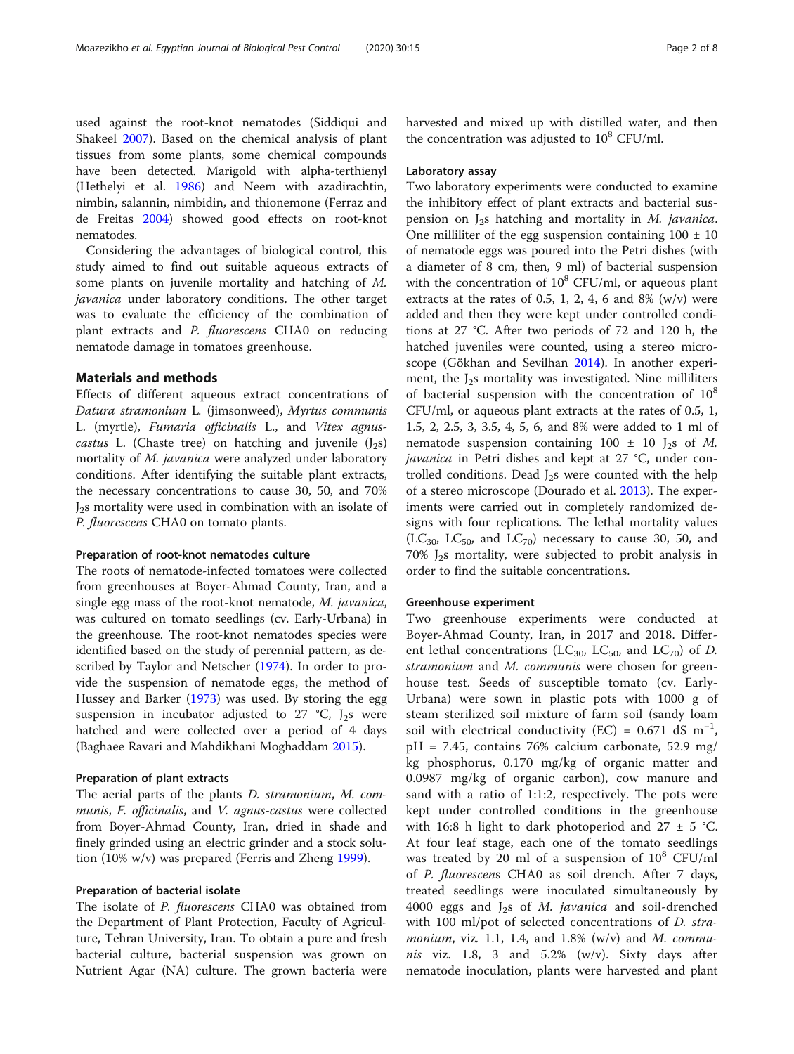used against the root-knot nematodes (Siddiqui and Shakeel 2007). Based on the chemical analysis of plant tissues from some plants, some chemical compounds have been detected. Marigold with alpha-terthienyl (Hethelyi et al. 1986) and Neem with azadirachtin, nimbin, salannin, nimbidin, and thionemone (Ferraz and de Freitas 2004) showed good effects on root-knot nematodes.

Considering the advantages of biological control, this study aimed to find out suitable aqueous extracts of some plants on juvenile mortality and hatching of *M. javanica* under laboratory conditions. The other target was to evaluate the efficiency of the combination of plant extracts and *P. fluorescens* CHA0 on reducing nematode damage in tomatoes greenhouse.

## Materials and methods

Effects of different aqueous extract concentrations of *Datura stramonium* L. (jimsonweed), *Myrtus communis* L. (myrtle), *Fumaria officinalis* L., and *Vitex agnus-castus* L. (Chaste tree) on hatching and juvenile ($J_2$s) mortality of *M. javanica* were analyzed under laboratory conditions. After identifying the suitable plant extracts, the necessary concentrations to cause 30, 50, and 70% $J_2$s mortality were used in combination with an isolate of *P. fluorescens* CHA0 on tomato plants.

### Preparation of root-knot nematodes culture

The roots of nematode-infected tomatoes were collected from greenhouses at Boyer-Ahmad County, Iran, and a single egg mass of the root-knot nematode, *M. javanica*, was cultured on tomato seedlings (cv. Early-Urbana) in the greenhouse. The root-knot nematodes species were identified based on the study of perennial pattern, as described by Taylor and Netscher (1974). In order to provide the suspension of nematode eggs, the method of Hussey and Barker (1973) was used. By storing the egg suspension in incubator adjusted to 27 °C, $J_2$s were hatched and were collected over a period of 4 days (Baghaee Ravari and Mahdikhani Moghaddam 2015).

### Preparation of plant extracts

The aerial parts of the plants *D. stramonium*, *M. communis*, *F. officinalis*, and *V. agnus-castus* were collected from Boyer-Ahmad County, Iran, dried in shade and finely grinded using an electric grinder and a stock solution (10% w/v) was prepared (Ferris and Zheng 1999).

### Preparation of bacterial isolate

The isolate of *P. fluorescens* CHA0 was obtained from the Department of Plant Protection, Faculty of Agriculture, Tehran University, Iran. To obtain a pure and fresh bacterial culture, bacterial suspension was grown on Nutrient Agar (NA) culture. The grown bacteria were harvested and mixed up with distilled water, and then the concentration was adjusted to $10^8$ CFU/ml.

### Laboratory assay

Two laboratory experiments were conducted to examine the inhibitory effect of plant extracts and bacterial suspension on $J_2$s hatching and mortality in *M. javanica*. One milliliter of the egg suspension containing 100 ± 10 of nematode eggs was poured into the Petri dishes (with a diameter of 8 cm, then, 9 ml) of bacterial suspension with the concentration of $10^8$ CFU/ml, or aqueous plant extracts at the rates of 0.5, 1, 2, 4, 6 and 8% (w/v) were added and then they were kept under controlled conditions at 27 °C. After two periods of 72 and 120 h, the hatched juveniles were counted, using a stereo microscope (Gökhan and Sevilhan 2014). In another experiment, the $J_2$s mortality was investigated. Nine milliliters of bacterial suspension with the concentration of $10^8$ CFU/ml, or aqueous plant extracts at the rates of 0.5, 1, 1.5, 2, 2.5, 3, 3.5, 4, 5, 6, and 8% were added to 1 ml of nematode suspension containing 100 ± 10 $J_2$s of *M. javanica* in Petri dishes and kept at 27 °C, under controlled conditions. Dead $J_2$s were counted with the help of a stereo microscope (Dourado et al. 2013). The experiments were carried out in completely randomized designs with four replications. The lethal mortality values ($LC_{30}$, $LC_{50}$, and $LC_{70}$) necessary to cause 30, 50, and 70% $J_2$s mortality, were subjected to probit analysis in order to find the suitable concentrations.

### Greenhouse experiment

Two greenhouse experiments were conducted at Boyer-Ahmad County, Iran, in 2017 and 2018. Different lethal concentrations ($LC_{30}$, $LC_{50}$, and $LC_{70}$) of *D. stramonium* and *M. communis* were chosen for greenhouse test. Seeds of susceptible tomato (cv. Early-Urbana) were sown in plastic pots with 1000 g of steam sterilized soil mixture of farm soil (sandy loam soil with electrical conductivity (EC) = 0.671 dS $m^{-1}$, pH = 7.45, contains 76% calcium carbonate, 52.9 mg/kg phosphorus, 0.170 mg/kg of organic matter and 0.0987 mg/kg of organic carbon), cow manure and sand with a ratio of 1:1:2, respectively. The pots were kept under controlled conditions in the greenhouse with 16:8 h light to dark photoperiod and 27 ± 5 °C. At four leaf stage, each one of the tomato seedlings was treated by 20 ml of a suspension of $10^8$ CFU/ml of *P. fluorescens* CHA0 as soil drench. After 7 days, treated seedlings were inoculated simultaneously by 4000 eggs and $J_2$s of *M. javanica* and soil-drenched with 100 ml/pot of selected concentrations of *D. stramonium*, viz. 1.1, 1.4, and 1.8% (w/v) and *M. communis* viz. 1.8, 3 and 5.2% (w/v). Sixty days after nematode inoculation, plants were harvested and plant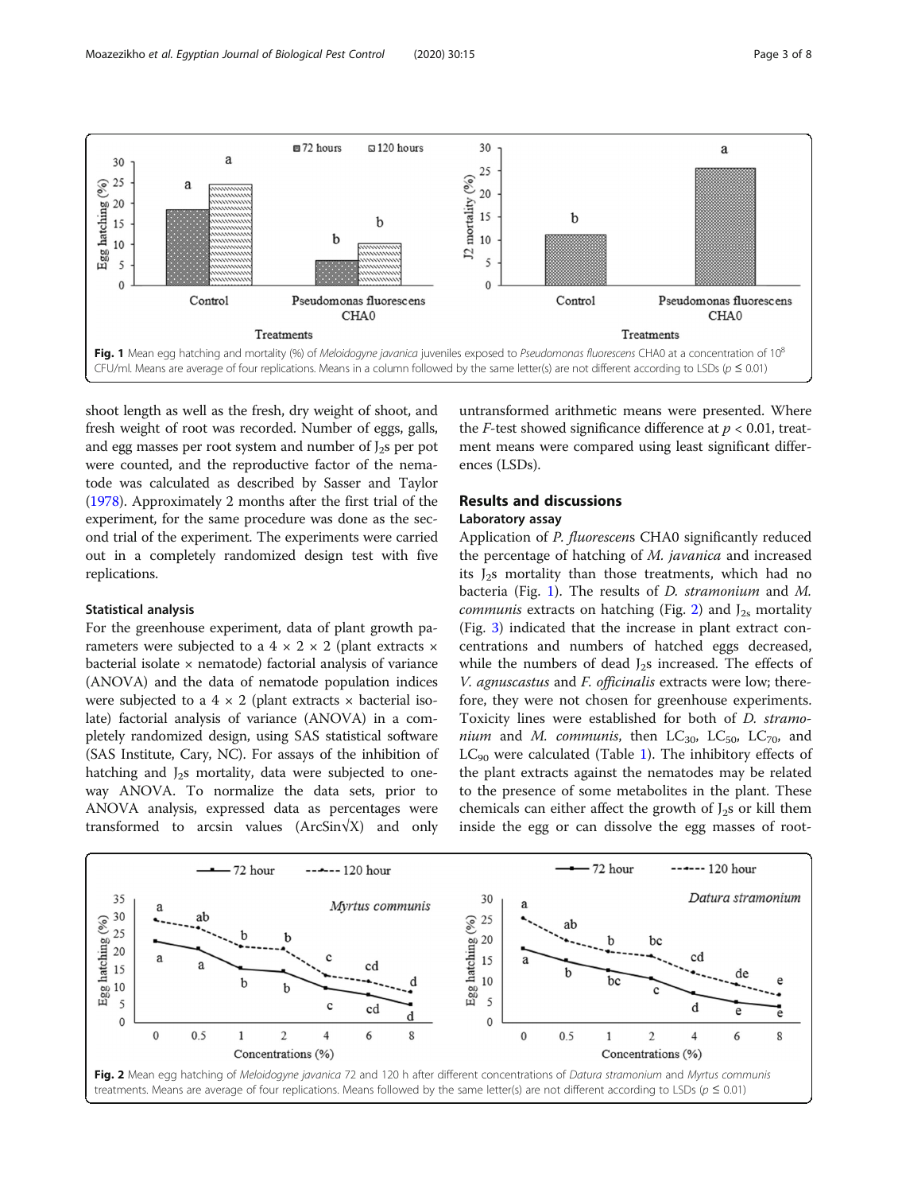Fig. 1 Mean egg hatching and mortality (%) of *Meloidogyne javanica* juveniles exposed to *Pseudomonas fluorescens* CHA0 at a concentration of $10^8$ CFU/ml. Means are average of four replications. Means in a column followed by the same letter(s) are not different according to LSDs ($p \leq 0.01$)

shoot length as well as the fresh, dry weight of shoot, and fresh weight of root was recorded. Number of eggs, galls, and egg masses per root system and number of $J_2$s per pot were counted, and the reproductive factor of the nematode was calculated as described by Sasser and Taylor (1978). Approximately 2 months after the first trial of the experiment, for the same procedure was done as the second trial of the experiment. The experiments were carried out in a completely randomized design test with five replications.

### Statistical analysis

For the greenhouse experiment, data of plant growth parameters were subjected to a 4 × 2 × 2 (plant extracts × bacterial isolate × nematode) factorial analysis of variance (ANOVA) and the data of nematode population indices were subjected to a 4 × 2 (plant extracts × bacterial isolate) factorial analysis of variance (ANOVA) in a completely randomized design, using SAS statistical software (SAS Institute, Cary, NC). For assays of the inhibition of hatching and $J_2$s mortality, data were subjected to one-way ANOVA. To normalize the data sets, prior to ANOVA analysis, expressed data as percentages were transformed to arcsin values (ArcSin√X) and only untransformed arithmetic means were presented. Where the *F*-test showed significance difference at $p < 0.01$, treatment means were compared using least significant differences (LSDs).

## Results and discussions

### Laboratory assay

Application of *P. fluorescens* CHA0 significantly reduced the percentage of hatching of *M. javanica* and increased its $J_2$s mortality than those treatments, which had no bacteria (Fig. 1). The results of *D. stramonium* and *M. communis* extracts on hatching (Fig. 2) and $J_{2s}$ mortality (Fig. 3) indicated that the increase in plant extract concentrations and numbers of hatched eggs decreased, while the numbers of dead $J_2$s increased. The effects of *V. agnuscastus* and *F. officinalis* extracts were low; therefore, they were not chosen for greenhouse experiments. Toxicity lines were established for both of *D. stramonium* and *M. communis*, then $LC_{30}$, $LC_{50}$, $LC_{70}$, and $LC_{90}$ were calculated (Table 1). The inhibitory effects of the plant extracts against the nematodes may be related to the presence of some metabolites in the plant. These chemicals can either affect the growth of $J_2$s or kill them inside the egg or can dissolve the egg masses of root-

Fig. 2 Mean egg hatching of *Meloidogyne javanica* 72 and 120 h after different concentrations of *Datura stramonium* and *Myrtus communis* treatments. Means are average of four replications. Means followed by the same letter(s) are not different according to LSDs ($p \leq 0.01$)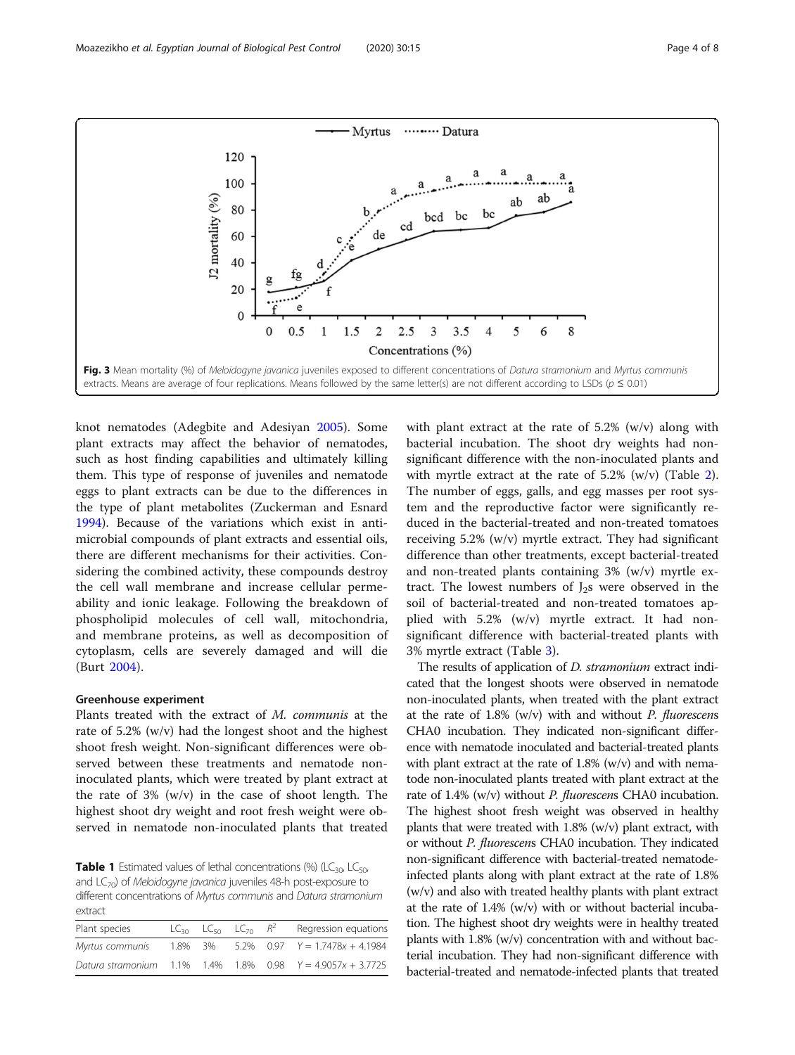Fig. 3 Mean mortality (%) of *Meloidogyne javanica* juveniles exposed to different concentrations of *Datura stramonium* and *Myrtus communis* extracts. Means are average of four replications. Means followed by the same letter(s) are not different according to LSDs ($p \leq 0.01$)

knot nematodes (Adegbite and Adesiyan 2005). Some plant extracts may affect the behavior of nematodes, such as host finding capabilities and ultimately killing them. This type of response of juveniles and nematode eggs to plant extracts can be due to the differences in the type of plant metabolites (Zuckerman and Esnard 1994). Because of the variations which exist in antimicrobial compounds of plant extracts and essential oils, there are different mechanisms for their activities. Considering the combined activity, these compounds destroy the cell wall membrane and increase cellular permeability and ionic leakage. Following the breakdown of phospholipid molecules of cell wall, mitochondria, and membrane proteins, as well as decomposition of cytoplasm, cells are severely damaged and will die (Burt 2004).

### Greenhouse experiment

Plants treated with the extract of *M. communis* at the rate of 5.2% (w/v) had the longest shoot and the highest shoot fresh weight. Non-significant differences were observed between these treatments and nematode non-inoculated plants, which were treated by plant extract at the rate of 3% (w/v) in the case of shoot length. The highest shoot dry weight and root fresh weight were observed in nematode non-inoculated plants that treated with plant extract at the rate of 5.2% (w/v) along with bacterial incubation. The shoot dry weights had non-significant difference with the non-inoculated plants and with myrtle extract at the rate of 5.2% (w/v) (Table 2). The number of eggs, galls, and egg masses per root system and the reproductive factor were significantly reduced in the bacterial-treated and non-treated tomatoes receiving 5.2% (w/v) myrtle extract. They had significant difference than other treatments, except bacterial-treated and non-treated plants containing 3% (w/v) myrtle extract. The lowest numbers of $J_2$s were observed in the soil of bacterial-treated and non-treated tomatoes applied with 5.2% (w/v) myrtle extract. It had non-significant difference with bacterial-treated plants with 3% myrtle extract (Table 3).

The results of application of *D. stramonium* extract indicated that the longest shoots were observed in nematode non-inoculated plants, when treated with the plant extract at the rate of 1.8% (w/v) with and without *P. fluorescens* CHA0 incubation. They indicated non-significant difference with nematode inoculated and bacterial-treated plants with plant extract at the rate of 1.8% (w/v) and with nematode non-inoculated plants treated with plant extract at the rate of 1.4% (w/v) without *P. fluorescens* CHA0 incubation. The highest shoot fresh weight was observed in healthy plants that were treated with 1.8% (w/v) plant extract, with or without *P. fluorescens* CHA0 incubation. They indicated non-significant difference with bacterial-treated nematode-infected plants along with plant extract at the rate of 1.8% (w/v) and also with treated healthy plants with plant extract at the rate of 1.4% (w/v) with or without bacterial incubation. The highest shoot dry weights were in healthy treated plants with 1.8% (w/v) concentration with and without bacterial incubation. They had non-significant difference with bacterial-treated and nematode-infected plants that treated

**Table 1** Estimated values of lethal concentrations (%) ($LC_{30}$, $LC_{50}$, and $LC_{70}$) of *Meloidogyne javanica* juveniles 48-h post-exposure to different concentrations of *Myrtus communis* and *Datura stramonium* extract

| Plant species | $LC_{30}$ | $LC_{50}$ | $LC_{70}$ | $R^2$ | Regression equations |
|---|---|---|---|---|---|
| *Myrtus communis* | 1.8% | 3% | 5.2% | 0.97 | $Y = 1.7478x + 4.1984$ |
| *Datura stramonium* | 1.1% | 1.4% | 1.8% | 0.98 | $Y = 4.9057x + 3.7725$ |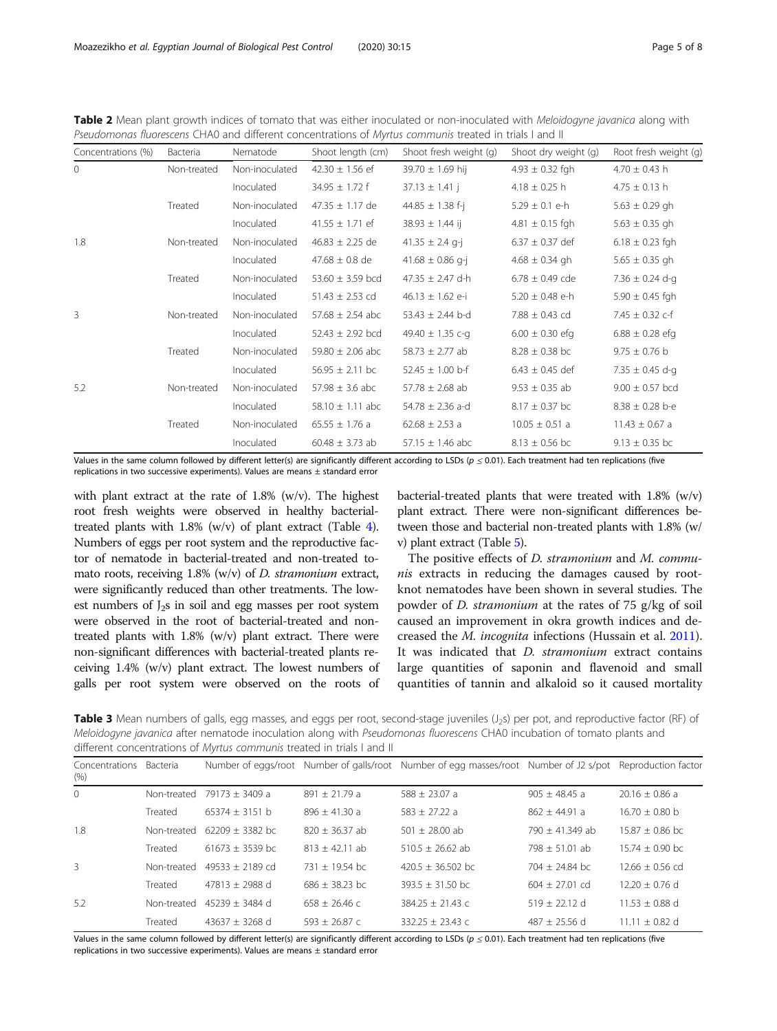**Table 2** Mean plant growth indices of tomato that was either inoculated or non-inoculated with *Meloidogyne javanica* along with *Pseudomonas fluorescens* CHA0 and different concentrations of *Myrtus communis* treated in trials I and II

| Concentrations (%) | Bacteria | Nematode | Shoot length (cm) | Shoot fresh weight (g) | Shoot dry weight (g) | Root fresh weight (g) |
|---|---|---|---|---|---|---|
| 0 | Non-treated | Non-inoculated | 42.30 ± 1.56 ef | 39.70 ± 1.69 hij | 4.93 ± 0.32 fgh | 4.70 ± 0.43 h |
| | | Inoculated | 34.95 ± 1.72 f | 37.13 ± 1.41 j | 4.18 ± 0.25 h | 4.75 ± 0.13 h |
| | Treated | Non-inoculated | 47.35 ± 1.17 de | 44.85 ± 1.38 f-j | 5.29 ± 0.1 e-h | 5.63 ± 0.29 gh |
| | | Inoculated | 41.55 ± 1.71 ef | 38.93 ± 1.44 ij | 4.81 ± 0.15 fgh | 5.63 ± 0.35 gh |
| 1.8 | Non-treated | Non-inoculated | 46.83 ± 2.25 de | 41.35 ± 2.4 g-j | 6.37 ± 0.37 def | 6.18 ± 0.23 fgh |
| | | Inoculated | 47.68 ± 0.8 de | 41.68 ± 0.86 g-j | 4.68 ± 0.34 gh | 5.65 ± 0.35 gh |
| | Treated | Non-inoculated | 53.60 ± 3.59 bcd | 47.35 ± 2.47 d-h | 6.78 ± 0.49 cde | 7.36 ± 0.24 d-g |
| | | Inoculated | 51.43 ± 2.53 cd | 46.13 ± 1.62 e-i | 5.20 ± 0.48 e-h | 5.90 ± 0.45 fgh |
| 3 | Non-treated | Non-inoculated | 57.68 ± 2.54 abc | 53.43 ± 2.44 b-d | 7.88 ± 0.43 cd | 7.45 ± 0.32 c-f |
| | | Inoculated | 52.43 ± 2.92 bcd | 49.40 ± 1.35 c-g | 6.00 ± 0.30 efg | 6.88 ± 0.28 efg |
| | Treated | Non-inoculated | 59.80 ± 2.06 abc | 58.73 ± 2.77 ab | 8.28 ± 0.38 bc | 9.75 ± 0.76 b |
| | | Inoculated | 56.95 ± 2.11 bc | 52.45 ± 1.00 b-f | 6.43 ± 0.45 def | 7.35 ± 0.45 d-g |
| 5.2 | Non-treated | Non-inoculated | 57.98 ± 3.6 abc | 57.78 ± 2.68 ab | 9.53 ± 0.35 ab | 9.00 ± 0.57 bcd |
| | | Inoculated | 58.10 ± 1.11 abc | 54.78 ± 2.36 a-d | 8.17 ± 0.37 bc | 8.38 ± 0.28 b-e |
| | Treated | Non-inoculated | 65.55 ± 1.76 a | 62.68 ± 2.53 a | 10.05 ± 0.51 a | 11.43 ± 0.67 a |
| | | Inoculated | 60.48 ± 3.73 ab | 57.15 ± 1.46 abc | 8.13 ± 0.56 bc | 9.13 ± 0.35 bc |

Values in the same column followed by different letter(s) are significantly different according to LSDs ($p \leq 0.01$). Each treatment had ten replications (five replications in two successive experiments). Values are means ± standard error

with plant extract at the rate of 1.8% (w/v). The highest root fresh weights were observed in healthy bacterial-treated plants with 1.8% (w/v) of plant extract (Table 4). Numbers of eggs per root system and the reproductive factor of nematode in bacterial-treated and non-treated tomato roots, receiving 1.8% (w/v) of *D. stramonium* extract, were significantly reduced than other treatments. The lowest numbers of $J_2$s in soil and egg masses per root system were observed in the root of bacterial-treated and non-treated plants with 1.8% (w/v) plant extract. There were non-significant differences with bacterial-treated plants receiving 1.4% (w/v) plant extract. The lowest numbers of galls per root system were observed on the roots of bacterial-treated plants that were treated with 1.8% (w/v) plant extract. There were non-significant differences between those and bacterial non-treated plants with 1.8% (w/v) plant extract (Table 5).

The positive effects of *D. stramonium* and *M. communis* extracts in reducing the damages caused by root-knot nematodes have been shown in several studies. The powder of *D. stramonium* at the rates of 75 g/kg of soil caused an improvement in okra growth indices and decreased the *M. incognita* infections (Hussain et al. 2011). It was indicated that *D. stramonium* extract contains large quantities of saponin and flavenoid and small quantities of tannin and alkaloid so it caused mortality

**Table 3** Mean numbers of galls, egg masses, and eggs per root, second-stage juveniles ($J_2$s) per pot, and reproductive factor (RF) of *Meloidogyne javanica* after nematode inoculation along with *Pseudomonas fluorescens* CHA0 incubation of tomato plants and different concentrations of *Myrtus communis* treated in trials I and II

| Concentrations (%) | Bacteria | Number of eggs/root | Number of galls/root | Number of egg masses/root | Number of J2 s/pot | Reproduction factor |
|---|---|---|---|---|---|---|
| 0 | Non-treated | 79173 ± 3409 a | 891 ± 21.79 a | 588 ± 23.07 a | 905 ± 48.45 a | 20.16 ± 0.86 a |
| | Treated | 65374 ± 3151 b | 896 ± 41.30 a | 583 ± 27.22 a | 862 ± 44.91 a | 16.70 ± 0.80 b |
| 1.8 | Non-treated | 62209 ± 3382 bc | 820 ± 36.37 ab | 501 ± 28.00 ab | 790 ± 41.349 ab | 15.87 ± 0.86 bc |
| | Treated | 61673 ± 3539 bc | 813 ± 42.11 ab | 510.5 ± 26.62 ab | 798 ± 51.01 ab | 15.74 ± 0.90 bc |
| 3 | Non-treated | 49533 ± 2189 cd | 731 ± 19.54 bc | 420.5 ± 36.502 bc | 704 ± 24.84 bc | 12.66 ± 0.56 cd |
| | Treated | 47813 ± 2988 d | 686 ± 38.23 bc | 393.5 ± 31.50 bc | 604 ± 27.01 cd | 12.20 ± 0.76 d |
| 5.2 | Non-treated | 45239 ± 3484 d | 658 ± 26.46 c | 384.25 ± 21.43 c | 519 ± 22.12 d | 11.53 ± 0.88 d |
| | Treated | 43637 ± 3268 d | 593 ± 26.87 c | 332.25 ± 23.43 c | 487 ± 25.56 d | 11.11 ± 0.82 d |

Values in the same column followed by different letter(s) are significantly different according to LSDs ($p \leq 0.01$). Each treatment had ten replications (five replications in two successive experiments). Values are means ± standard error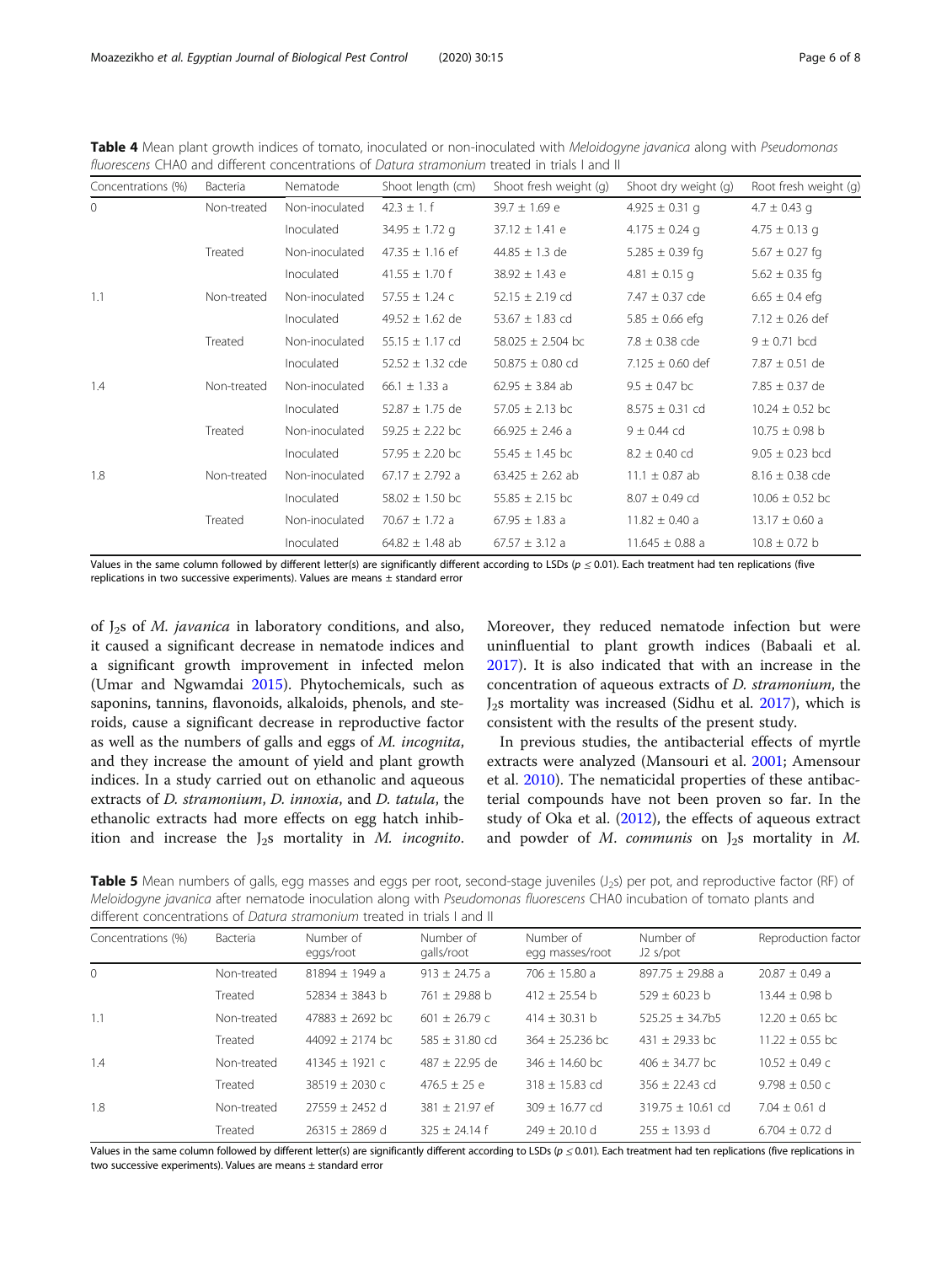**Table 4** Mean plant growth indices of tomato, inoculated or non-inoculated with *Meloidogyne javanica* along with *Pseudomonas fluorescens* CHA0 and different concentrations of *Datura stramonium* treated in trials I and II

| Concentrations (%) | Bacteria | Nematode | Shoot length (cm) | Shoot fresh weight (g) | Shoot dry weight (g) | Root fresh weight (g) |
|---|---|---|---|---|---|---|
| 0 | Non-treated | Non-inoculated | 42.3 ± 1. f | 39.7 ± 1.69 e | 4.925 ± 0.31 g | 4.7 ± 0.43 g |
| | | Inoculated | 34.95 ± 1.72 g | 37.12 ± 1.41 e | 4.175 ± 0.24 g | 4.75 ± 0.13 g |
| | Treated | Non-inoculated | 47.35 ± 1.16 ef | 44.85 ± 1.3 de | 5.285 ± 0.39 fg | 5.67 ± 0.27 fg |
| | | Inoculated | 41.55 ± 1.70 f | 38.92 ± 1.43 e | 4.81 ± 0.15 g | 5.62 ± 0.35 fg |
| 1.1 | Non-treated | Non-inoculated | 57.55 ± 1.24 c | 52.15 ± 2.19 cd | 7.47 ± 0.37 cde | 6.65 ± 0.4 efg |
| | | Inoculated | 49.52 ± 1.62 de | 53.67 ± 1.83 cd | 5.85 ± 0.66 efg | 7.12 ± 0.26 def |
| | Treated | Non-inoculated | 55.15 ± 1.17 cd | 58.025 ± 2.504 bc | 7.8 ± 0.38 cde | 9 ± 0.71 bcd |
| | | Inoculated | 52.52 ± 1.32 cde | 50.875 ± 0.80 cd | 7.125 ± 0.60 def | 7.87 ± 0.51 de |
| 1.4 | Non-treated | Non-inoculated | 66.1 ± 1.33 a | 62.95 ± 3.84 ab | 9.5 ± 0.47 bc | 7.85 ± 0.37 de |
| | | Inoculated | 52.87 ± 1.75 de | 57.05 ± 2.13 bc | 8.575 ± 0.31 cd | 10.24 ± 0.52 bc |
| | Treated | Non-inoculated | 59.25 ± 2.22 bc | 66.925 ± 2.46 a | 9 ± 0.44 cd | 10.75 ± 0.98 b |
| | | Inoculated | 57.95 ± 2.20 bc | 55.45 ± 1.45 bc | 8.2 ± 0.40 cd | 9.05 ± 0.23 bcd |
| 1.8 | Non-treated | Non-inoculated | 67.17 ± 2.792 a | 63.425 ± 2.62 ab | 11.1 ± 0.87 ab | 8.16 ± 0.38 cde |
| | | Inoculated | 58.02 ± 1.50 bc | 55.85 ± 2.15 bc | 8.07 ± 0.49 cd | 10.06 ± 0.52 bc |
| | Treated | Non-inoculated | 70.67 ± 1.72 a | 67.95 ± 1.83 a | 11.82 ± 0.40 a | 13.17 ± 0.60 a |
| | | Inoculated | 64.82 ± 1.48 ab | 67.57 ± 3.12 a | 11.645 ± 0.88 a | 10.8 ± 0.72 b |

Values in the same column followed by different letter(s) are significantly different according to LSDs ($p \leq 0.01$). Each treatment had ten replications (five replications in two successive experiments). Values are means ± standard error

of $J_2$s of *M. javanica* in laboratory conditions, and also, it caused a significant decrease in nematode indices and a significant growth improvement in infected melon (Umar and Ngwamdai 2015). Phytochemicals, such as saponins, tannins, flavonoids, alkaloids, phenols, and steroids, cause a significant decrease in reproductive factor as well as the numbers of galls and eggs of *M. incognita*, and they increase the amount of yield and plant growth indices. In a study carried out on ethanolic and aqueous extracts of *D. stramonium*, *D. innoxia*, and *D. tatula*, the ethanolic extracts had more effects on egg hatch inhibition and increase the $J_2$s mortality in *M. incognito*. Moreover, they reduced nematode infection but were uninfluential to plant growth indices (Babaali et al. 2017). It is also indicated that with an increase in the concentration of aqueous extracts of *D. stramonium*, the $J_2$s mortality was increased (Sidhu et al. 2017), which is consistent with the results of the present study.

In previous studies, the antibacterial effects of myrtle extracts were analyzed (Mansouri et al. 2001; Amensour et al. 2010). The nematicidal properties of these antibacterial compounds have not been proven so far. In the study of Oka et al. (2012), the effects of aqueous extract and powder of *M. communis* on $J_2$s mortality in *M.*

**Table 5** Mean numbers of galls, egg masses and eggs per root, second-stage juveniles ($J_2$s) per pot, and reproductive factor (RF) of *Meloidogyne javanica* after nematode inoculation along with *Pseudomonas fluorescens* CHA0 incubation of tomato plants and different concentrations of *Datura stramonium* treated in trials I and II

| Concentrations (%) | Bacteria | Number of eggs/root | Number of galls/root | Number of egg masses/root | Number of J2 s/pot | Reproduction factor |
|---|---|---|---|---|---|---|
| 0 | Non-treated | 81894 ± 1949 a | 913 ± 24.75 a | 706 ± 15.80 a | 897.75 ± 29.88 a | 20.87 ± 0.49 a |
| | Treated | 52834 ± 3843 b | 761 ± 29.88 b | 412 ± 25.54 b | 529 ± 60.23 b | 13.44 ± 0.98 b |
| 1.1 | Non-treated | 47883 ± 2692 bc | 601 ± 26.79 c | 414 ± 30.31 b | 525.25 ± 34.7b5 | 12.20 ± 0.65 bc |
| | Treated | 44092 ± 2174 bc | 585 ± 31.80 cd | 364 ± 25.236 bc | 431 ± 29.33 bc | 11.22 ± 0.55 bc |
| 1.4 | Non-treated | 41345 ± 1921 c | 487 ± 22.95 de | 346 ± 14.60 bc | 406 ± 34.77 bc | 10.52 ± 0.49 c |
| | Treated | 38519 ± 2030 c | 476.5 ± 25 e | 318 ± 15.83 cd | 356 ± 22.43 cd | 9.798 ± 0.50 c |
| 1.8 | Non-treated | 27559 ± 2452 d | 381 ± 21.97 ef | 309 ± 16.77 cd | 319.75 ± 10.61 cd | 7.04 ± 0.61 d |
| | Treated | 26315 ± 2869 d | 325 ± 24.14 f | 249 ± 20.10 d | 255 ± 13.93 d | 6.704 ± 0.72 d |

Values in the same column followed by different letter(s) are significantly different according to LSDs ($p \leq 0.01$). Each treatment had ten replications (five replications in two successive experiments). Values are means ± standard error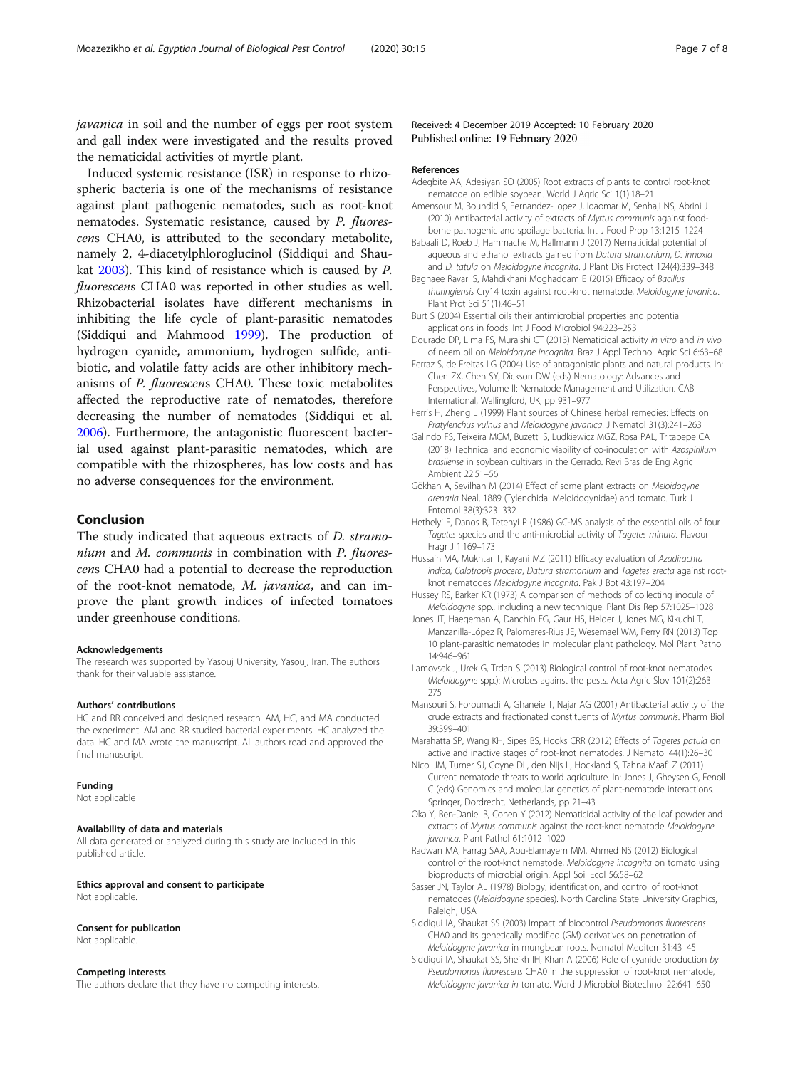*javanica* in soil and the number of eggs per root system and gall index were investigated and the results proved the nematicidal activities of myrtle plant.

Induced systemic resistance (ISR) in response to rhizospheric bacteria is one of the mechanisms of resistance against plant pathogenic nematodes, such as root-knot nematodes. Systematic resistance, caused by *P. fluorescens* CHA0, is attributed to the secondary metabolite, namely 2, 4-diacetylphloroglucinol (Siddiqui and Shaukat 2003). This kind of resistance which is caused by *P. fluorescens* CHA0 was reported in other studies as well. Rhizobacterial isolates have different mechanisms in inhibiting the life cycle of plant-parasitic nematodes (Siddiqui and Mahmood 1999). The production of hydrogen cyanide, ammonium, hydrogen sulfide, antibiotic, and volatile fatty acids are other inhibitory mechanisms of *P. fluorescens* CHA0. These toxic metabolites affected the reproductive rate of nematodes, therefore decreasing the number of nematodes (Siddiqui et al. 2006). Furthermore, the antagonistic fluorescent bacterial used against plant-parasitic nematodes, which are compatible with the rhizospheres, has low costs and has no adverse consequences for the environment.

## Conclusion

The study indicated that aqueous extracts of *D. stramonium* and *M. communis* in combination with *P. fluorescens* CHA0 had a potential to decrease the reproduction of the root-knot nematode, *M. javanica*, and can improve the plant growth indices of infected tomatoes under greenhouse conditions.

#### Acknowledgements

The research was supported by Yasouj University, Yasouj, Iran. The authors thank for their valuable assistance.

#### Authors' contributions

HC and RR conceived and designed research. AM, HC, and MA conducted the experiment. AM and RR studied bacterial experiments. HC analyzed the data. HC and MA wrote the manuscript. All authors read and approved the final manuscript.

#### Funding

Not applicable

#### Availability of data and materials

All data generated or analyzed during this study are included in this published article.

#### Ethics approval and consent to participate

Not applicable.

#### Consent for publication

Not applicable.

#### Competing interests

The authors declare that they have no competing interests.

Received: 4 December 2019 Accepted: 10 February 2020
Published online: 19 February 2020

#### References

Adegbite AA, Adesiyan SO (2005) Root extracts of plants to control root-knot nematode on edible soybean. World J Agric Sci 1(1):18–21

Amensour M, Bouhdid S, Fernandez-Lopez J, Idaomar M, Senhaji NS, Abrini J (2010) Antibacterial activity of extracts of *Myrtus communis* against food-borne pathogenic and spoilage bacteria. Int J Food Prop 13:1215–1224

Babaali D, Roeb J, Hammache M, Hallmann J (2017) Nematicidal potential of aqueous and ethanol extracts gained from *Datura stramonium*, *D. innoxia* and *D. tatula* on *Meloidogyne incognita*. J Plant Dis Protect 124(4):339–348

Baghaee Ravari S, Mahdikhani Moghaddam E (2015) Efficacy of *Bacillus thuringiensis* Cry14 toxin against root-knot nematode, *Meloidogyne javanica*. Plant Prot Sci 51(1):46–51

Burt S (2004) Essential oils their antimicrobial properties and potential applications in foods. Int J Food Microbiol 94:223–253

Dourado DP, Lima FS, Muraishi CT (2013) Nematicidal activity *in vitro* and *in vivo* of neem oil on *Meloidogyne incognita*. Braz J Appl Technol Agric Sci 6:63–68

Ferraz S, de Freitas LG (2004) Use of antagonistic plants and natural products. In: Chen ZX, Chen SY, Dickson DW (eds) Nematology: Advances and Perspectives, Volume II: Nematode Management and Utilization. CAB International, Wallingford, UK, pp 931–977

Ferris H, Zheng L (1999) Plant sources of Chinese herbal remedies: Effects on *Pratylenchus vulnus* and *Meloidogyne javanica*. J Nematol 31(3):241–263

Galindo FS, Teixeira MCM, Buzetti S, Ludkiewicz MGZ, Rosa PAL, Tritapepe CA (2018) Technical and economic viability of co-inoculation with *Azospirillum brasilense* in soybean cultivars in the Cerrado. Revi Bras de Eng Agric Ambient 22:51–56

Gökhan A, Sevilhan M (2014) Effect of some plant extracts on *Meloidogyne arenaria* Neal, 1889 (Tylenchida: Meloidogynidae) and tomato. Turk J Entomol 38(3):323–332

Hethelyi E, Danos B, Tetenyi P (1986) GC-MS analysis of the essential oils of four *Tagetes* species and the anti-microbial activity of *Tagetes minuta*. Flavour Fragr J 1:169–173

Hussain MA, Mukhtar T, Kayani MZ (2011) Efficacy evaluation of *Azadirachta indica*, *Calotropis procera*, *Datura stramonium* and *Tagetes erecta* against root-knot nematodes *Meloidogyne incognita*. Pak J Bot 43:197–204

Hussey RS, Barker KR (1973) A comparison of methods of collecting inocula of *Meloidogyne* spp., including a new technique. Plant Dis Rep 57:1025–1028

Jones JT, Haegeman A, Danchin EG, Gaur HS, Helder J, Jones MG, Kikuchi T, Manzanilla-López R, Palomares-Rius JE, Wesemael WM, Perry RN (2013) Top 10 plant-parasitic nematodes in molecular plant pathology. Mol Plant Pathol 14:946–961

Lamovsek J, Urek G, Trdan S (2013) Biological control of root-knot nematodes (*Meloidogyne* spp.): Microbes against the pests. Acta Agric Slov 101(2):263–275

Mansouri S, Foroumadi A, Ghaneie T, Najar AG (2001) Antibacterial activity of the crude extracts and fractionated constituents of *Myrtus communis*. Pharm Biol 39:399–401

Marahatta SP, Wang KH, Sipes BS, Hooks CRR (2012) Effects of *Tagetes patula* on active and inactive stages of root-knot nematodes. J Nematol 44(1):26–30

Nicol JM, Turner SJ, Coyne DL, den Nijs L, Hockland S, Tahna Maafi Z (2011) Current nematode threats to world agriculture. In: Jones J, Gheysen G, Fenoll C (eds) Genomics and molecular genetics of plant-nematode interactions. Springer, Dordrecht, Netherlands, pp 21–43

Oka Y, Ben-Daniel B, Cohen Y (2012) Nematicidal activity of the leaf powder and extracts of *Myrtus communis* against the root-knot nematode *Meloidogyne javanica*. Plant Pathol 61:1012–1020

Radwan MA, Farrag SAA, Abu-Elamayem MM, Ahmed NS (2012) Biological control of the root-knot nematode, *Meloidogyne incognita* on tomato using bioproducts of microbial origin. Appl Soil Ecol 56:58–62

Sasser JN, Taylor AL (1978) Biology, identification, and control of root-knot nematodes (*Meloidogyne* species). North Carolina State University Graphics, Raleigh, USA

Siddiqui IA, Shaukat SS (2003) Impact of biocontrol *Pseudomonas fluorescens* CHA0 and its genetically modified (GM) derivatives on penetration of *Meloidogyne javanica* in mungbean roots. Nematol Mediterr 31:43–45

Siddiqui IA, Shaukat SS, Sheikh IH, Khan A (2006) Role of cyanide production by *Pseudomonas fluorescens* CHA0 in the suppression of root-knot nematode, *Meloidogyne javanica in* tomato. Word J Microbiol Biotechnol 22:641–650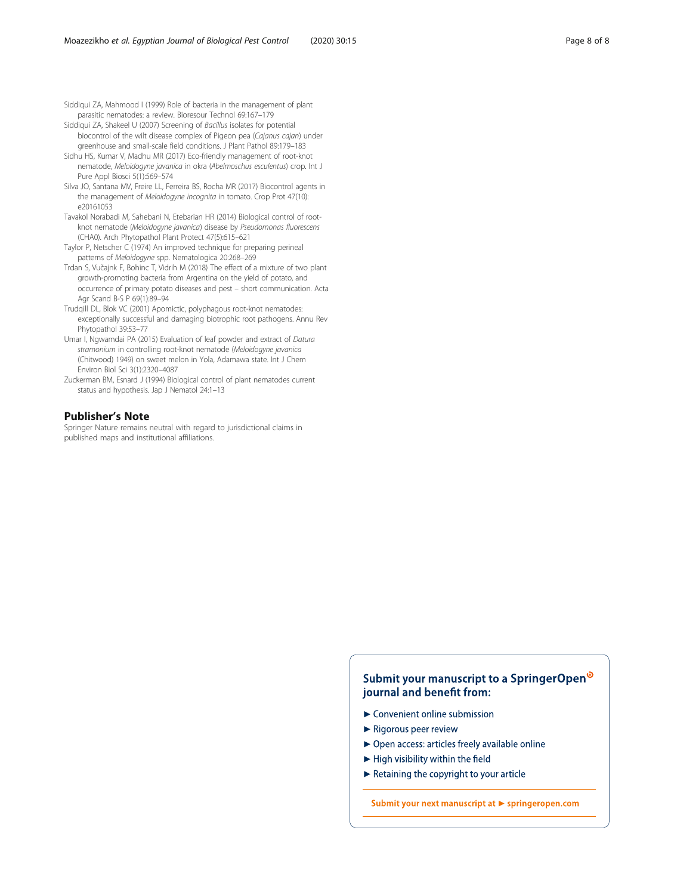Siddiqui ZA, Mahmood I (1999) Role of bacteria in the management of plant parasitic nematodes: a review. Bioresour Technol 69:167–179

Siddiqui ZA, Shakeel U (2007) Screening of *Bacillus* isolates for potential biocontrol of the wilt disease complex of Pigeon pea (*Cajanus cajan*) under greenhouse and small-scale field conditions. J Plant Pathol 89:179–183

Sidhu HS, Kumar V, Madhu MR (2017) Eco-friendly management of root-knot nematode, *Meloidogyne javanica* in okra (*Abelmoschus esculentus*) crop. Int J Pure Appl Biosci 5(1):569–574

Silva JO, Santana MV, Freire LL, Ferreira BS, Rocha MR (2017) Biocontrol agents in the management of *Meloidogyne incognita* in tomato. Crop Prot 47(10): e20161053

Tavakol Norabadi M, Sahebani N, Etebarian HR (2014) Biological control of root-knot nematode (*Meloidogyne javanica*) disease by *Pseudomonas fluorescens* (CHA0). Arch Phytopathol Plant Protect 47(5):615–621

Taylor P, Netscher C (1974) An improved technique for preparing perineal patterns of *Meloidogyne* spp. Nematologica 20:268–269

Trdan S, Vučajnk F, Bohinc T, Vidrih M (2018) The effect of a mixture of two plant growth-promoting bacteria from Argentina on the yield of potato, and occurrence of primary potato diseases and pest – short communication. Acta Agr Scand B-S P 69(1):89–94

Trudqill DL, Blok VC (2001) Apomictic, polyphagous root-knot nematodes: exceptionally successful and damaging biotrophic root pathogens. Annu Rev Phytopathol 39:53–77

Umar I, Ngwamdai PA (2015) Evaluation of leaf powder and extract of *Datura stramonium* in controlling root-knot nematode (*Meloidogyne javanica* (Chitwood) 1949) on sweet melon in Yola, Adamawa state. Int J Chem Environ Biol Sci 3(1):2320–4087

Zuckerman BM, Esnard J (1994) Biological control of plant nematodes current status and hypothesis. Jap J Nematol 24:1–13

## Publisher's Note

Springer Nature remains neutral with regard to jurisdictional claims in published maps and institutional affiliations.

**Submit your manuscript to a SpringerOpen journal and benefit from:**

- ► Convenient online submission
- ► Rigorous peer review
- ► Open access: articles freely available online
- ► High visibility within the field
- ► Retaining the copyright to your article

Submit your next manuscript at ► springeropen.com